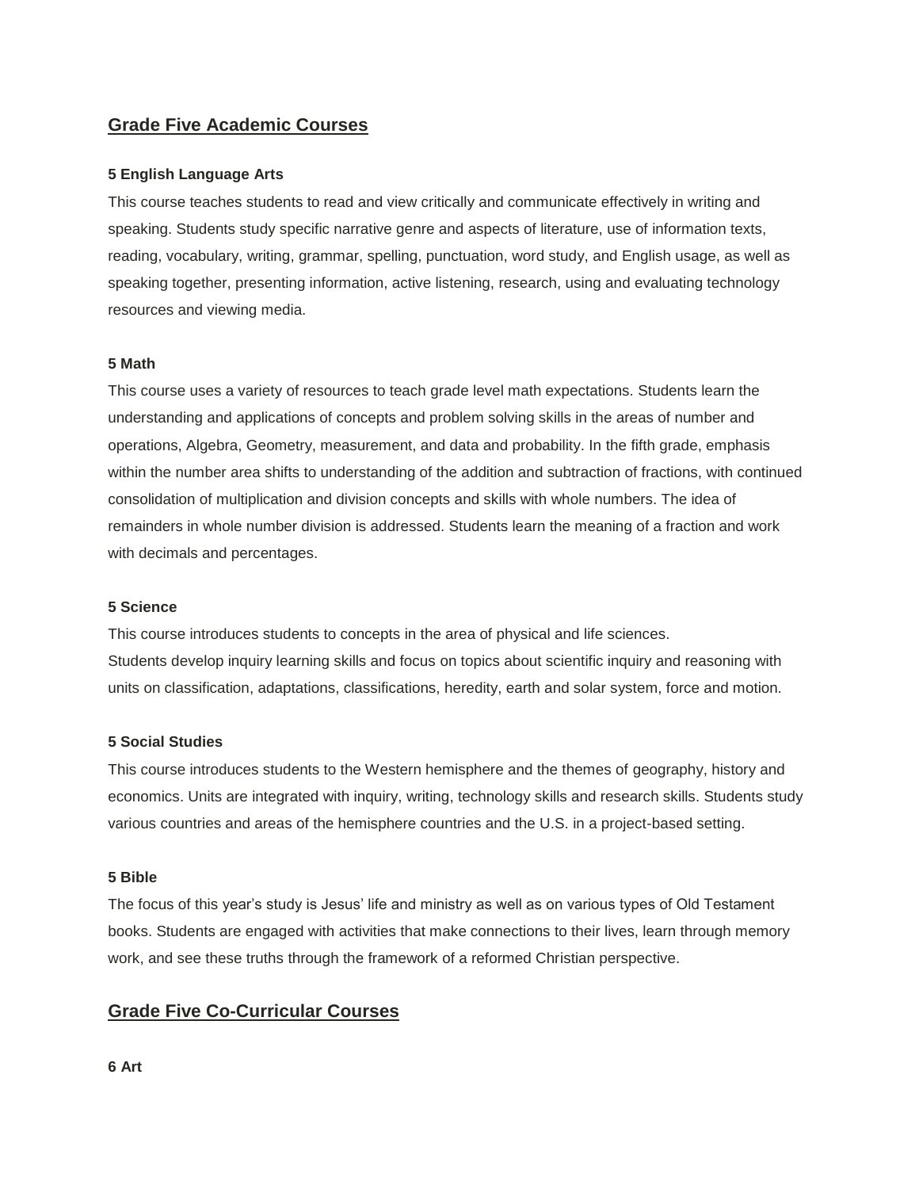## Grade Five Academic Courses

**5 English Language Arts**

This course teaches students to read and view critically and communicate effectively in writing and speaking. Students study specific narrative genre and aspects of literature, use of information texts, reading, vocabulary, writing, grammar, spelling, punctuation, word study, and English usage, as well as speaking together, presenting information, active listening, research, using and evaluating technology resources and viewing media.

**5 Math**

This course uses a variety of resources to teach grade level math expectations. Students learn the understanding and applications of concepts and problem solving skills in the areas of number and operations, Algebra, Geometry, measurement, and data and probability. In the fifth grade, emphasis within the number area shifts to understanding of the addition and subtraction of fractions, with continued consolidation of multiplication and division concepts and skills with whole numbers. The idea of remainders in whole number division is addressed. Students learn the meaning of a fraction and work with decimals and percentages.

**5 Science**

This course introduces students to concepts in the area of physical and life sciences.
Students develop inquiry learning skills and focus on topics about scientific inquiry and reasoning with units on classification, adaptations, classifications, heredity, earth and solar system, force and motion.

**5 Social Studies**

This course introduces students to the Western hemisphere and the themes of geography, history and economics. Units are integrated with inquiry, writing, technology skills and research skills. Students study various countries and areas of the hemisphere countries and the U.S. in a project-based setting.

**5 Bible**

The focus of this year's study is Jesus' life and ministry as well as on various types of Old Testament books. Students are engaged with activities that make connections to their lives, learn through memory work, and see these truths through the framework of a reformed Christian perspective.

## Grade Five Co-Curricular Courses

**6 Art**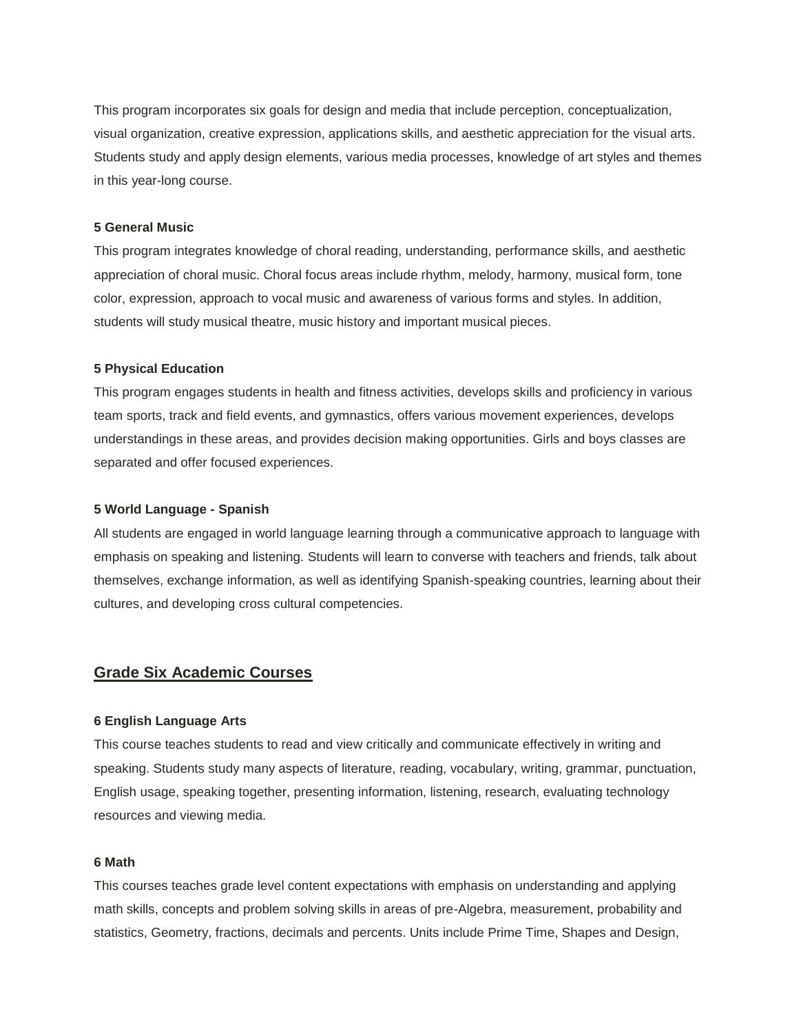This program incorporates six goals for design and media that include perception, conceptualization, visual organization, creative expression, applications skills, and aesthetic appreciation for the visual arts. Students study and apply design elements, various media processes, knowledge of art styles and themes in this year-long course.

**5 General Music**

This program integrates knowledge of choral reading, understanding, performance skills, and aesthetic appreciation of choral music. Choral focus areas include rhythm, melody, harmony, musical form, tone color, expression, approach to vocal music and awareness of various forms and styles. In addition, students will study musical theatre, music history and important musical pieces.

**5 Physical Education**

This program engages students in health and fitness activities, develops skills and proficiency in various team sports, track and field events, and gymnastics, offers various movement experiences, develops understandings in these areas, and provides decision making opportunities. Girls and boys classes are separated and offer focused experiences.

**5 World Language - Spanish**

All students are engaged in world language learning through a communicative approach to language with emphasis on speaking and listening. Students will learn to converse with teachers and friends, talk about themselves, exchange information, as well as identifying Spanish-speaking countries, learning about their cultures, and developing cross cultural competencies.

## Grade Six Academic Courses

**6 English Language Arts**

This course teaches students to read and view critically and communicate effectively in writing and speaking. Students study many aspects of literature, reading, vocabulary, writing, grammar, punctuation, English usage, speaking together, presenting information, listening, research, evaluating technology resources and viewing media.

**6 Math**

This courses teaches grade level content expectations with emphasis on understanding and applying math skills, concepts and problem solving skills in areas of pre-Algebra, measurement, probability and statistics, Geometry, fractions, decimals and percents. Units include Prime Time, Shapes and Design,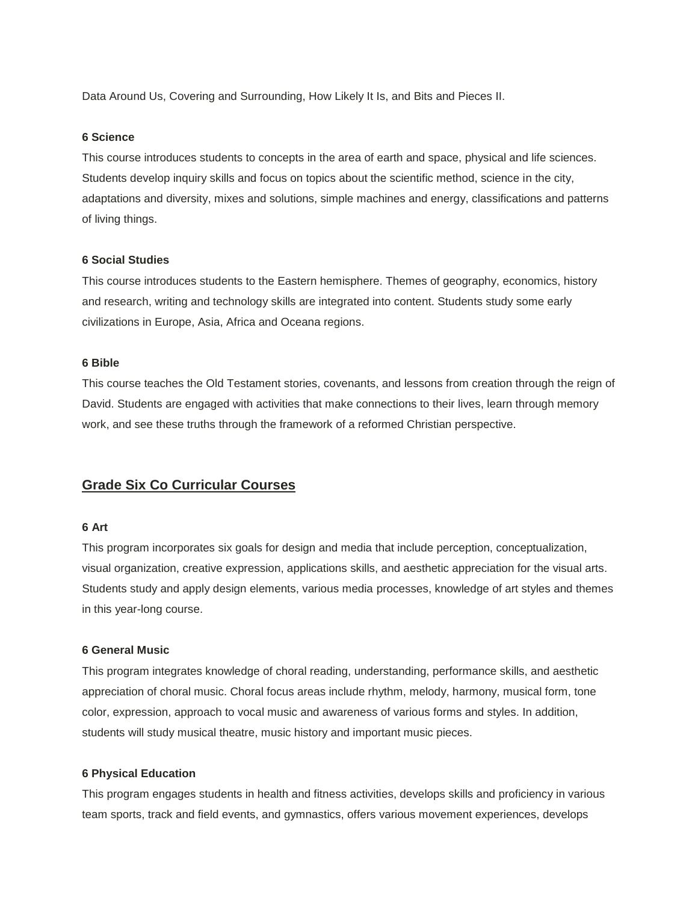Data Around Us, Covering and Surrounding, How Likely It Is, and Bits and Pieces II.

**6 Science**

This course introduces students to concepts in the area of earth and space, physical and life sciences. Students develop inquiry skills and focus on topics about the scientific method, science in the city, adaptations and diversity, mixes and solutions, simple machines and energy, classifications and patterns of living things.

**6 Social Studies**

This course introduces students to the Eastern hemisphere. Themes of geography, economics, history and research, writing and technology skills are integrated into content. Students study some early civilizations in Europe, Asia, Africa and Oceana regions.

**6 Bible**

This course teaches the Old Testament stories, covenants, and lessons from creation through the reign of David. Students are engaged with activities that make connections to their lives, learn through memory work, and see these truths through the framework of a reformed Christian perspective.

## Grade Six Co Curricular Courses

**6 Art**

This program incorporates six goals for design and media that include perception, conceptualization, visual organization, creative expression, applications skills, and aesthetic appreciation for the visual arts. Students study and apply design elements, various media processes, knowledge of art styles and themes in this year-long course.

**6 General Music**

This program integrates knowledge of choral reading, understanding, performance skills, and aesthetic appreciation of choral music. Choral focus areas include rhythm, melody, harmony, musical form, tone color, expression, approach to vocal music and awareness of various forms and styles. In addition, students will study musical theatre, music history and important music pieces.

**6 Physical Education**

This program engages students in health and fitness activities, develops skills and proficiency in various team sports, track and field events, and gymnastics, offers various movement experiences, develops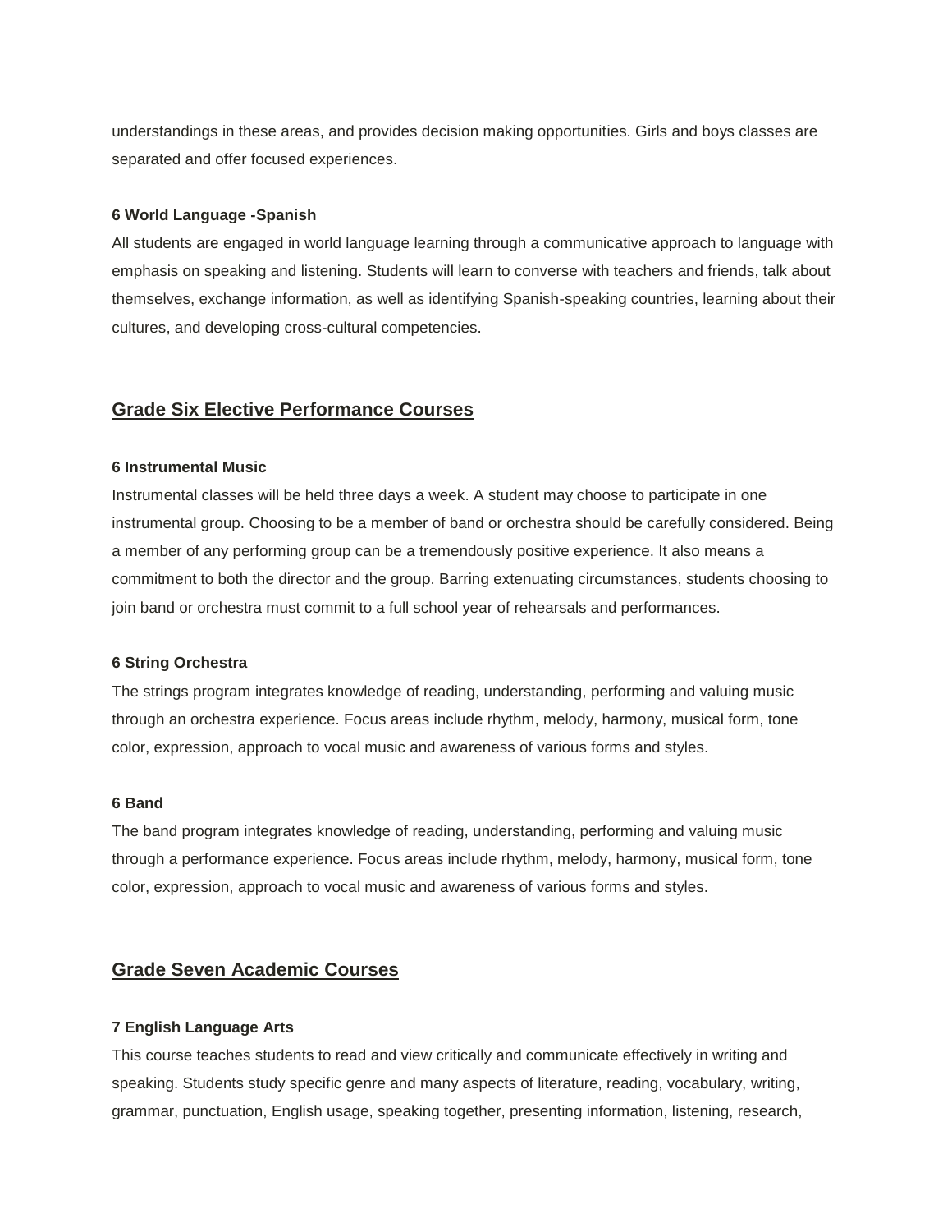understandings in these areas, and provides decision making opportunities. Girls and boys classes are separated and offer focused experiences.

**6 World Language -Spanish**

All students are engaged in world language learning through a communicative approach to language with emphasis on speaking and listening. Students will learn to converse with teachers and friends, talk about themselves, exchange information, as well as identifying Spanish-speaking countries, learning about their cultures, and developing cross-cultural competencies.

## Grade Six Elective Performance Courses

**6 Instrumental Music**

Instrumental classes will be held three days a week. A student may choose to participate in one instrumental group. Choosing to be a member of band or orchestra should be carefully considered. Being a member of any performing group can be a tremendously positive experience. It also means a commitment to both the director and the group. Barring extenuating circumstances, students choosing to join band or orchestra must commit to a full school year of rehearsals and performances.

**6 String Orchestra**

The strings program integrates knowledge of reading, understanding, performing and valuing music through an orchestra experience. Focus areas include rhythm, melody, harmony, musical form, tone color, expression, approach to vocal music and awareness of various forms and styles.

**6 Band**

The band program integrates knowledge of reading, understanding, performing and valuing music through a performance experience. Focus areas include rhythm, melody, harmony, musical form, tone color, expression, approach to vocal music and awareness of various forms and styles.

## Grade Seven Academic Courses

**7 English Language Arts**

This course teaches students to read and view critically and communicate effectively in writing and speaking. Students study specific genre and many aspects of literature, reading, vocabulary, writing, grammar, punctuation, English usage, speaking together, presenting information, listening, research,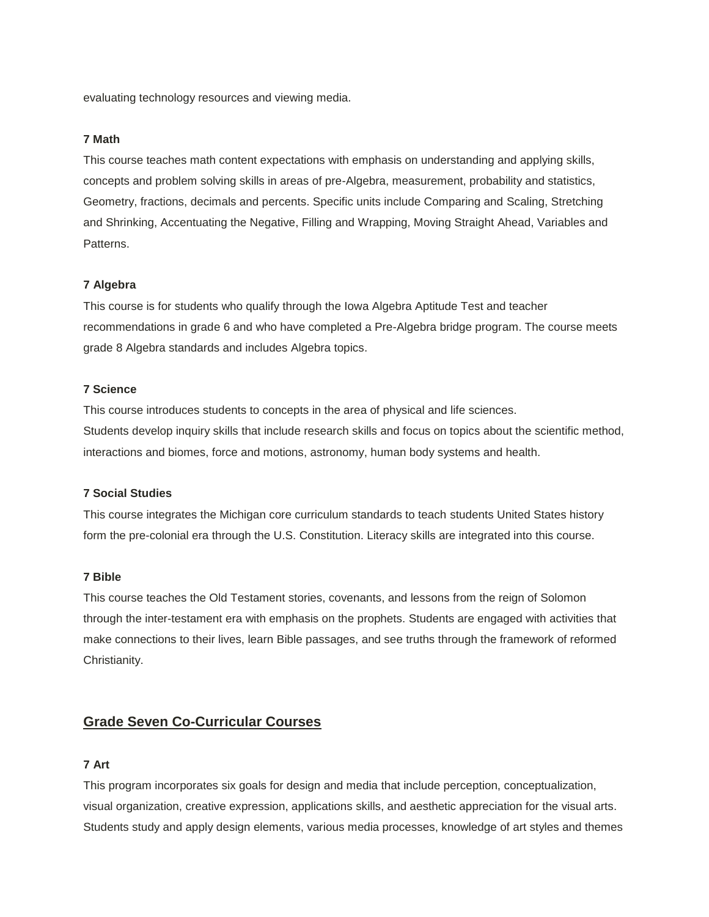evaluating technology resources and viewing media.

**7 Math**

This course teaches math content expectations with emphasis on understanding and applying skills, concepts and problem solving skills in areas of pre-Algebra, measurement, probability and statistics, Geometry, fractions, decimals and percents. Specific units include Comparing and Scaling, Stretching and Shrinking, Accentuating the Negative, Filling and Wrapping, Moving Straight Ahead, Variables and Patterns.

**7 Algebra**

This course is for students who qualify through the Iowa Algebra Aptitude Test and teacher recommendations in grade 6 and who have completed a Pre-Algebra bridge program. The course meets grade 8 Algebra standards and includes Algebra topics.

**7 Science**

This course introduces students to concepts in the area of physical and life sciences.
Students develop inquiry skills that include research skills and focus on topics about the scientific method, interactions and biomes, force and motions, astronomy, human body systems and health.

**7 Social Studies**

This course integrates the Michigan core curriculum standards to teach students United States history form the pre-colonial era through the U.S. Constitution. Literacy skills are integrated into this course.

**7 Bible**

This course teaches the Old Testament stories, covenants, and lessons from the reign of Solomon through the inter-testament era with emphasis on the prophets. Students are engaged with activities that make connections to their lives, learn Bible passages, and see truths through the framework of reformed Christianity.

## Grade Seven Co-Curricular Courses

**7 Art**

This program incorporates six goals for design and media that include perception, conceptualization, visual organization, creative expression, applications skills, and aesthetic appreciation for the visual arts. Students study and apply design elements, various media processes, knowledge of art styles and themes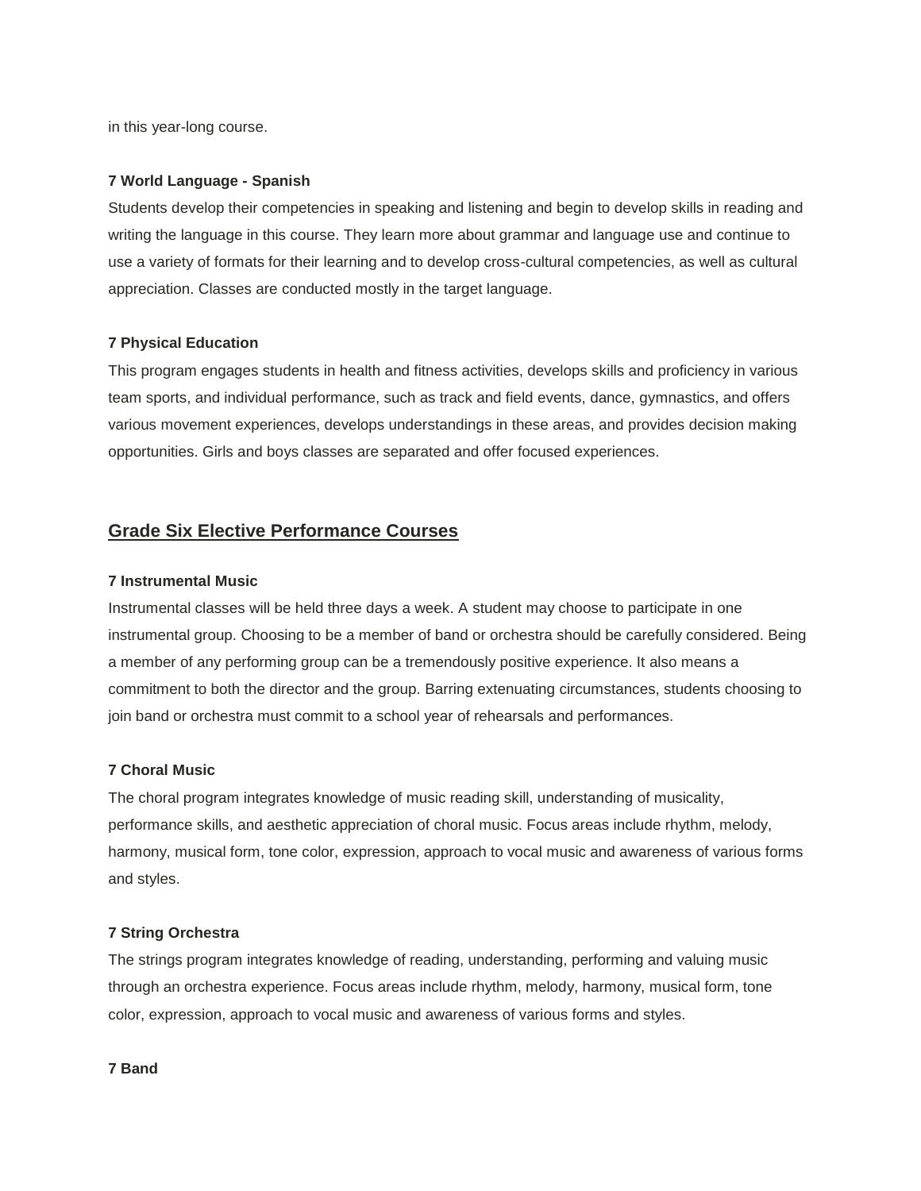in this year-long course.

**7 World Language - Spanish**

Students develop their competencies in speaking and listening and begin to develop skills in reading and writing the language in this course. They learn more about grammar and language use and continue to use a variety of formats for their learning and to develop cross-cultural competencies, as well as cultural appreciation. Classes are conducted mostly in the target language.

**7 Physical Education**

This program engages students in health and fitness activities, develops skills and proficiency in various team sports, and individual performance, such as track and field events, dance, gymnastics, and offers various movement experiences, develops understandings in these areas, and provides decision making opportunities. Girls and boys classes are separated and offer focused experiences.

## Grade Six Elective Performance Courses

**7 Instrumental Music**

Instrumental classes will be held three days a week. A student may choose to participate in one instrumental group. Choosing to be a member of band or orchestra should be carefully considered. Being a member of any performing group can be a tremendously positive experience. It also means a commitment to both the director and the group. Barring extenuating circumstances, students choosing to join band or orchestra must commit to a school year of rehearsals and performances.

**7 Choral Music**

The choral program integrates knowledge of music reading skill, understanding of musicality, performance skills, and aesthetic appreciation of choral music. Focus areas include rhythm, melody, harmony, musical form, tone color, expression, approach to vocal music and awareness of various forms and styles.

**7 String Orchestra**

The strings program integrates knowledge of reading, understanding, performing and valuing music through an orchestra experience. Focus areas include rhythm, melody, harmony, musical form, tone color, expression, approach to vocal music and awareness of various forms and styles.

**7 Band**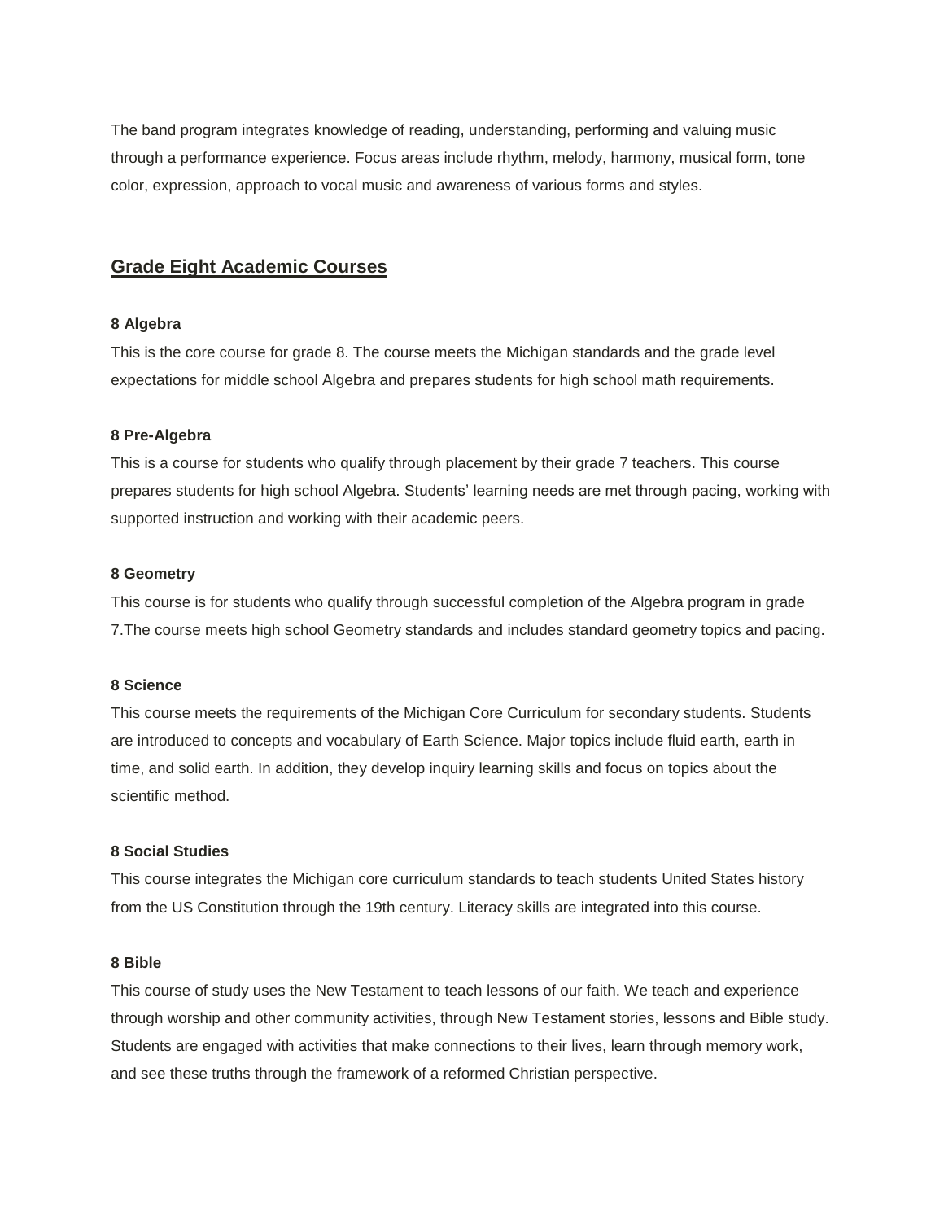The band program integrates knowledge of reading, understanding, performing and valuing music through a performance experience. Focus areas include rhythm, melody, harmony, musical form, tone color, expression, approach to vocal music and awareness of various forms and styles.

## Grade Eight Academic Courses

**8 Algebra**

This is the core course for grade 8. The course meets the Michigan standards and the grade level expectations for middle school Algebra and prepares students for high school math requirements.

**8 Pre-Algebra**

This is a course for students who qualify through placement by their grade 7 teachers. This course prepares students for high school Algebra. Students' learning needs are met through pacing, working with supported instruction and working with their academic peers.

**8 Geometry**

This course is for students who qualify through successful completion of the Algebra program in grade 7.The course meets high school Geometry standards and includes standard geometry topics and pacing.

**8 Science**

This course meets the requirements of the Michigan Core Curriculum for secondary students. Students are introduced to concepts and vocabulary of Earth Science. Major topics include fluid earth, earth in time, and solid earth. In addition, they develop inquiry learning skills and focus on topics about the scientific method.

**8 Social Studies**

This course integrates the Michigan core curriculum standards to teach students United States history from the US Constitution through the 19th century. Literacy skills are integrated into this course.

**8 Bible**

This course of study uses the New Testament to teach lessons of our faith. We teach and experience through worship and other community activities, through New Testament stories, lessons and Bible study. Students are engaged with activities that make connections to their lives, learn through memory work, and see these truths through the framework of a reformed Christian perspective.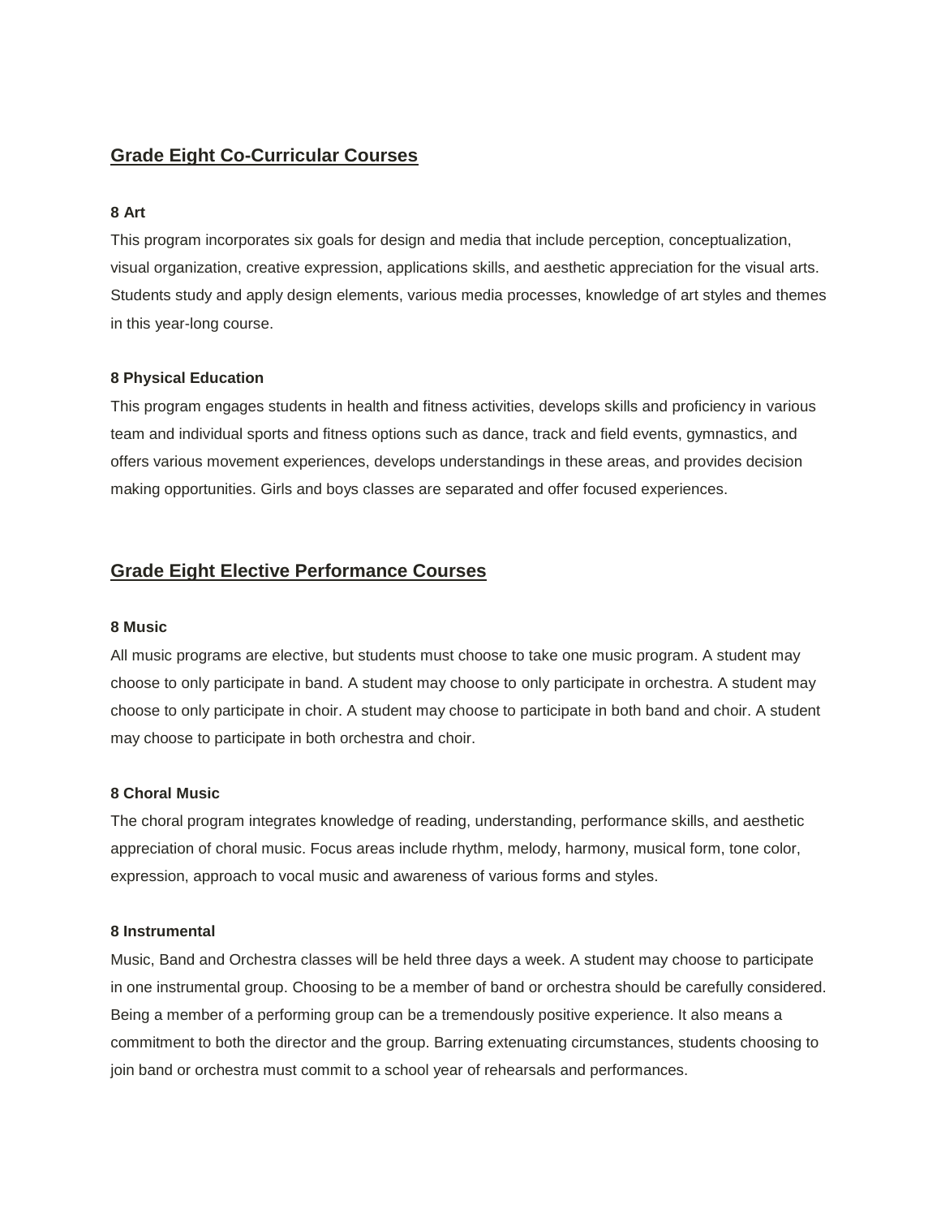## Grade Eight Co-Curricular Courses

### 8 Art

This program incorporates six goals for design and media that include perception, conceptualization, visual organization, creative expression, applications skills, and aesthetic appreciation for the visual arts. Students study and apply design elements, various media processes, knowledge of art styles and themes in this year-long course.

### 8 Physical Education

This program engages students in health and fitness activities, develops skills and proficiency in various team and individual sports and fitness options such as dance, track and field events, gymnastics, and offers various movement experiences, develops understandings in these areas, and provides decision making opportunities. Girls and boys classes are separated and offer focused experiences.

## Grade Eight Elective Performance Courses

### 8 Music

All music programs are elective, but students must choose to take one music program. A student may choose to only participate in band. A student may choose to only participate in orchestra. A student may choose to only participate in choir. A student may choose to participate in both band and choir. A student may choose to participate in both orchestra and choir.

### 8 Choral Music

The choral program integrates knowledge of reading, understanding, performance skills, and aesthetic appreciation of choral music. Focus areas include rhythm, melody, harmony, musical form, tone color, expression, approach to vocal music and awareness of various forms and styles.

### 8 Instrumental

Music, Band and Orchestra classes will be held three days a week. A student may choose to participate in one instrumental group. Choosing to be a member of band or orchestra should be carefully considered. Being a member of a performing group can be a tremendously positive experience. It also means a commitment to both the director and the group. Barring extenuating circumstances, students choosing to join band or orchestra must commit to a school year of rehearsals and performances.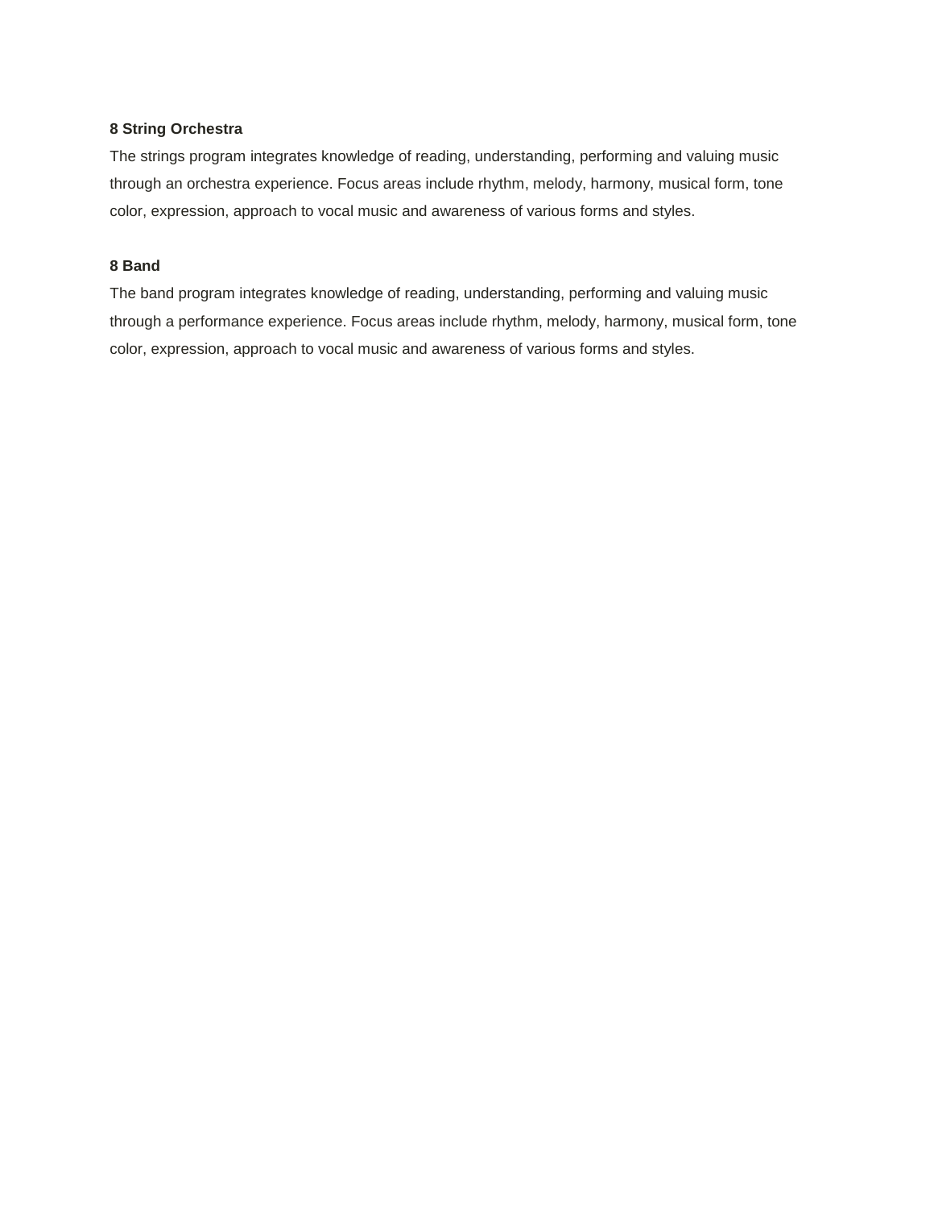**8 String Orchestra**

The strings program integrates knowledge of reading, understanding, performing and valuing music through an orchestra experience. Focus areas include rhythm, melody, harmony, musical form, tone color, expression, approach to vocal music and awareness of various forms and styles.

**8 Band**

The band program integrates knowledge of reading, understanding, performing and valuing music through a performance experience. Focus areas include rhythm, melody, harmony, musical form, tone color, expression, approach to vocal music and awareness of various forms and styles.